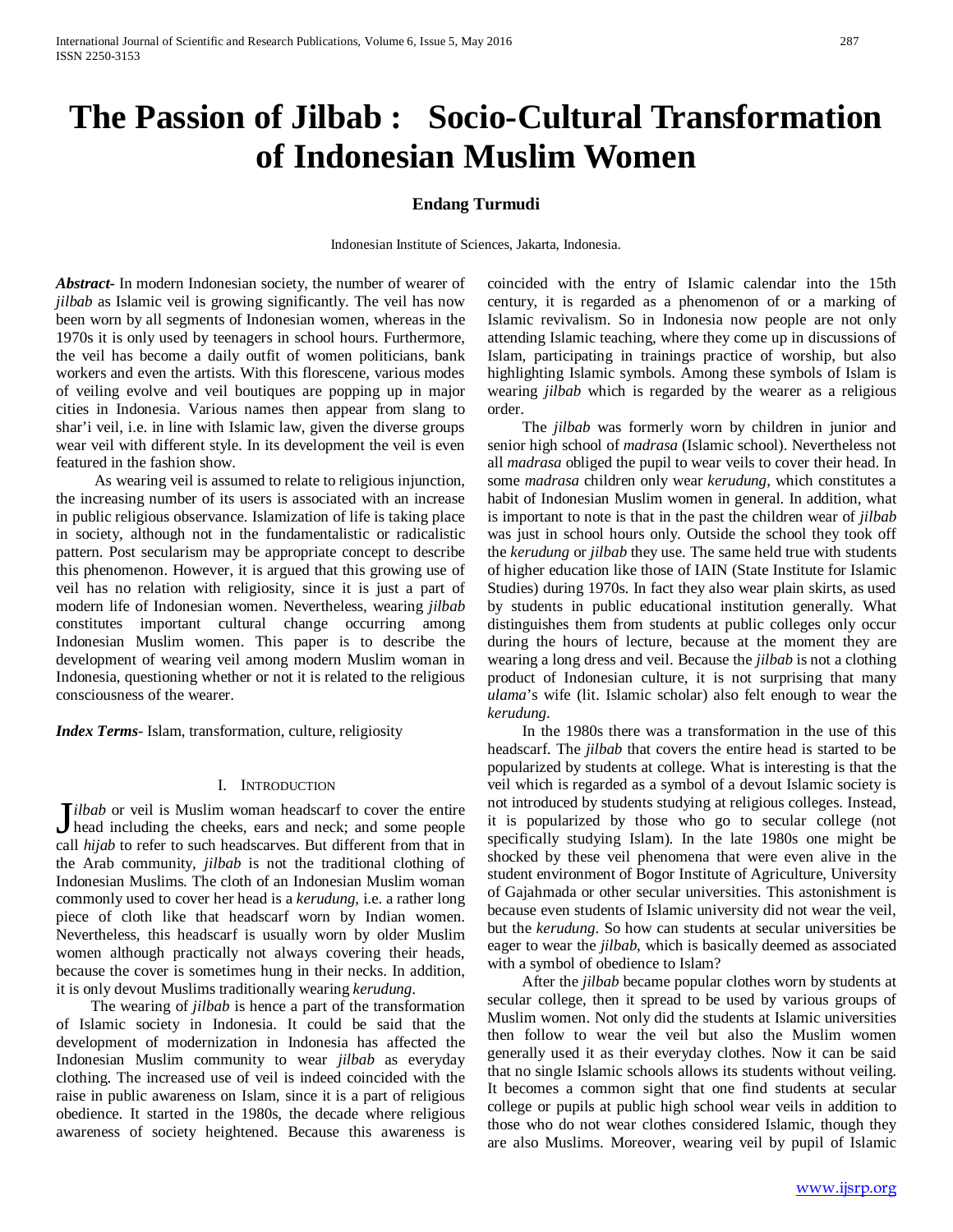# The Passion of Jilbab : Socio-Cultural Transformation of Indonesian Muslim Women

**Endang Turmudi**

Indonesian Institute of Sciences, Jakarta, Indonesia.

***Abstract-*** In modern Indonesian society, the number of wearer of *jilbab* as Islamic veil is growing significantly. The veil has now been worn by all segments of Indonesian women, whereas in the 1970s it is only used by teenagers in school hours. Furthermore, the veil has become a daily outfit of women politicians, bank workers and even the artists. With this florescene, various modes of veiling evolve and veil boutiques are popping up in major cities in Indonesia. Various names then appear from slang to shar'i veil, i.e. in line with Islamic law, given the diverse groups wear veil with different style. In its development the veil is even featured in the fashion show.

As wearing veil is assumed to relate to religious injunction, the increasing number of its users is associated with an increase in public religious observance. Islamization of life is taking place in society, although not in the fundamentalistic or radicalistic pattern. Post secularism may be appropriate concept to describe this phenomenon. However, it is argued that this growing use of veil has no relation with religiosity, since it is just a part of modern life of Indonesian women. Nevertheless, wearing *jilbab* constitutes important cultural change occurring among Indonesian Muslim women. This paper is to describe the development of wearing veil among modern Muslim woman in Indonesia, questioning whether or not it is related to the religious consciousness of the wearer.

***Index Terms*-** Islam, transformation, culture, religiosity

## I. Introduction

*Jilbab* or veil is Muslim woman headscarf to cover the entire head including the cheeks, ears and neck; and some people call *hijab* to refer to such headscarves. But different from that in the Arab community, *jilbab* is not the traditional clothing of Indonesian Muslims. The cloth of an Indonesian Muslim woman commonly used to cover her head is a *kerudung,* i.e. a rather long piece of cloth like that headscarf worn by Indian women. Nevertheless, this headscarf is usually worn by older Muslim women although practically not always covering their heads, because the cover is sometimes hung in their necks. In addition, it is only devout Muslims traditionally wearing *kerudung*.

The wearing of *jilbab* is hence a part of the transformation of Islamic society in Indonesia. It could be said that the development of modernization in Indonesia has affected the Indonesian Muslim community to wear *jilbab* as everyday clothing. The increased use of veil is indeed coincided with the raise in public awareness on Islam, since it is a part of religious obedience. It started in the 1980s, the decade where religious awareness of society heightened. Because this awareness is coincided with the entry of Islamic calendar into the 15th century, it is regarded as a phenomenon of or a marking of Islamic revivalism. So in Indonesia now people are not only attending Islamic teaching, where they come up in discussions of Islam, participating in trainings practice of worship, but also highlighting Islamic symbols. Among these symbols of Islam is wearing *jilbab* which is regarded by the wearer as a religious order.

The *jilbab* was formerly worn by children in junior and senior high school of *madrasa* (Islamic school). Nevertheless not all *madrasa* obliged the pupil to wear veils to cover their head. In some *madrasa* children only wear *kerudung*, which constitutes a habit of Indonesian Muslim women in general. In addition, what is important to note is that in the past the children wear of *jilbab* was just in school hours only. Outside the school they took off the *kerudung* or *jilbab* they use. The same held true with students of higher education like those of IAIN (State Institute for Islamic Studies) during 1970s. In fact they also wear plain skirts, as used by students in public educational institution generally. What distinguishes them from students at public colleges only occur during the hours of lecture, because at the moment they are wearing a long dress and veil. Because the *jilbab* is not a clothing product of Indonesian culture, it is not surprising that many *ulama*'s wife (lit. Islamic scholar) also felt enough to wear the *kerudung*.

In the 1980s there was a transformation in the use of this headscarf. The *jilbab* that covers the entire head is started to be popularized by students at college. What is interesting is that the veil which is regarded as a symbol of a devout Islamic society is not introduced by students studying at religious colleges. Instead, it is popularized by those who go to secular college (not specifically studying Islam). In the late 1980s one might be shocked by these veil phenomena that were even alive in the student environment of Bogor Institute of Agriculture, University of Gajahmada or other secular universities. This astonishment is because even students of Islamic university did not wear the veil, but the *kerudung*. So how can students at secular universities be eager to wear the *jilbab*, which is basically deemed as associated with a symbol of obedience to Islam?

After the *jilbab* became popular clothes worn by students at secular college, then it spread to be used by various groups of Muslim women. Not only did the students at Islamic universities then follow to wear the veil but also the Muslim women generally used it as their everyday clothes. Now it can be said that no single Islamic schools allows its students without veiling. It becomes a common sight that one find students at secular college or pupils at public high school wear veils in addition to those who do not wear clothes considered Islamic, though they are also Muslims. Moreover, wearing veil by pupil of Islamic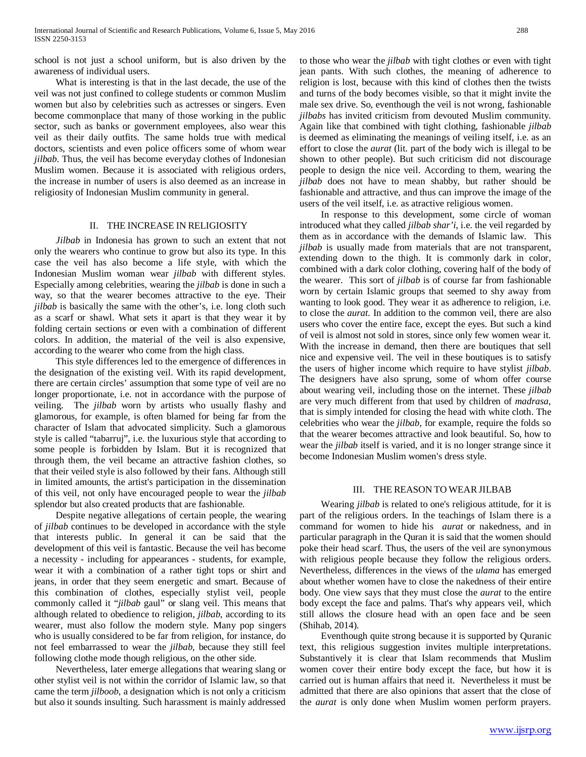school is not just a school uniform, but is also driven by the awareness of individual users.

What is interesting is that in the last decade, the use of the veil was not just confined to college students or common Muslim women but also by celebrities such as actresses or singers. Even become commonplace that many of those working in the public sector, such as banks or government employees, also wear this veil as their daily outfits. The same holds true with medical doctors, scientists and even police officers some of whom wear *jilbab*. Thus, the veil has become everyday clothes of Indonesian Muslim women. Because it is associated with religious orders, the increase in number of users is also deemed as an increase in religiosity of Indonesian Muslim community in general.

## II. THE INCREASE IN RELIGIOSITY

*Jilbab* in Indonesia has grown to such an extent that not only the wearers who continue to grow but also its type. In this case the veil has also become a life style, with which the Indonesian Muslim woman wear *jilbab* with different styles. Especially among celebrities, wearing the *jilbab* is done in such a way, so that the wearer becomes attractive to the eye. Their *jilbab* is basically the same with the other's, i.e. long cloth such as a scarf or shawl. What sets it apart is that they wear it by folding certain sections or even with a combination of different colors. In addition, the material of the veil is also expensive, according to the wearer who come from the high class.

This style differences led to the emergence of differences in the designation of the existing veil. With its rapid development, there are certain circles' assumption that some type of veil are no longer proportionate, i.e. not in accordance with the purpose of veiling. The *jilbab* worn by artists who usually flashy and glamorous, for example, is often blamed for being far from the character of Islam that advocated simplicity. Such a glamorous style is called "tabarruj", i.e. the luxurious style that according to some people is forbidden by Islam. But it is recognized that through them, the veil became an attractive fashion clothes, so that their veiled style is also followed by their fans. Although still in limited amounts, the artist's participation in the dissemination of this veil, not only have encouraged people to wear the *jilbab* splendor but also created products that are fashionable.

Despite negative allegations of certain people, the wearing of *jilbab* continues to be developed in accordance with the style that interests public. In general it can be said that the development of this veil is fantastic. Because the veil has become a necessity - including for appearances - students, for example, wear it with a combination of a rather tight tops or shirt and jeans, in order that they seem energetic and smart. Because of this combination of clothes, especially stylist veil, people commonly called it "*jilbab* gaul" or slang veil. This means that although related to obedience to religion, *jilbab*, according to its wearer, must also follow the modern style. Many pop singers who is usually considered to be far from religion, for instance, do not feel embarrassed to wear the *jilbab*, because they still feel following clothe mode though religious, on the other side.

Nevertheless, later emerge allegations that wearing slang or other stylist veil is not within the corridor of Islamic law, so that came the term *jilboob*, a designation which is not only a criticism but also it sounds insulting. Such harassment is mainly addressed to those who wear the *jilbab* with tight clothes or even with tight jean pants. With such clothes, the meaning of adherence to religion is lost, because with this kind of clothes then the twists and turns of the body becomes visible, so that it might invite the male sex drive. So, eventhough the veil is not wrong, fashionable *jilbabs* has invited criticism from devouted Muslim community. Again like that combined with tight clothing, fashionable *jilbab* is deemed as eliminating the meanings of veiling itself, i.e. as an effort to close the *aurat* (lit. part of the body wich is illegal to be shown to other people). But such criticism did not discourage people to design the nice veil. According to them, wearing the *jilbab* does not have to mean shabby, but rather should be fashionable and attractive, and thus can improve the image of the users of the veil itself, i.e. as atractive religious women.

In response to this development, some circle of woman introduced what they called *jilbab shar'i*, i.e. the veil regarded by them as in accordance with the demands of Islamic law. This *jilbab* is usually made from materials that are not transparent, extending down to the thigh. It is commonly dark in color, combined with a dark color clothing, covering half of the body of the wearer. This sort of *jilbab* is of course far from fashionable worn by certain Islamic groups that seemed to shy away from wanting to look good. They wear it as adherence to religion, i.e. to close the *aurat*. In addition to the common veil, there are also users who cover the entire face, except the eyes. But such a kind of veil is almost not sold in stores, since only few women wear it. With the increase in demand, then there are boutiques that sell nice and expensive veil. The veil in these boutiques is to satisfy the users of higher income which require to have stylist *jilbab*. The designers have also sprung, some of whom offer course about wearing veil, including those on the internet. These *jilbab* are very much different from that used by children of *madrasa*, that is simply intended for closing the head with white cloth. The celebrities who wear the *jilbab*, for example, require the folds so that the wearer becomes attractive and look beautiful. So, how to wear the *jilbab* itself is varied, and it is no longer strange since it become Indonesian Muslim women's dress style.

## III. THE REASON TO WEAR JILBAB

Wearing *jilbab* is related to one's religious attitude, for it is part of the religious orders. In the teachings of Islam there is a command for women to hide his *aurat* or nakedness, and in particular paragraph in the Quran it is said that the women should poke their head scarf. Thus, the users of the veil are synonymous with religious people because they follow the religious orders. Nevertheless, differences in the views of the *ulama* has emerged about whether women have to close the nakedness of their entire body. One view says that they must close the *aurat* to the entire body except the face and palms. That's why appears veil, which still allows the closure head with an open face and be seen (Shihab, 2014).

Eventhough quite strong because it is supported by Quranic text, this religious suggestion invites multiple interpretations. Substantively it is clear that Islam recommends that Muslim women cover their entire body except the face, but how it is carried out is human affairs that need it. Nevertheless it must be admitted that there are also opinions that assert that the close of the *aurat* is only done when Muslim women perform prayers.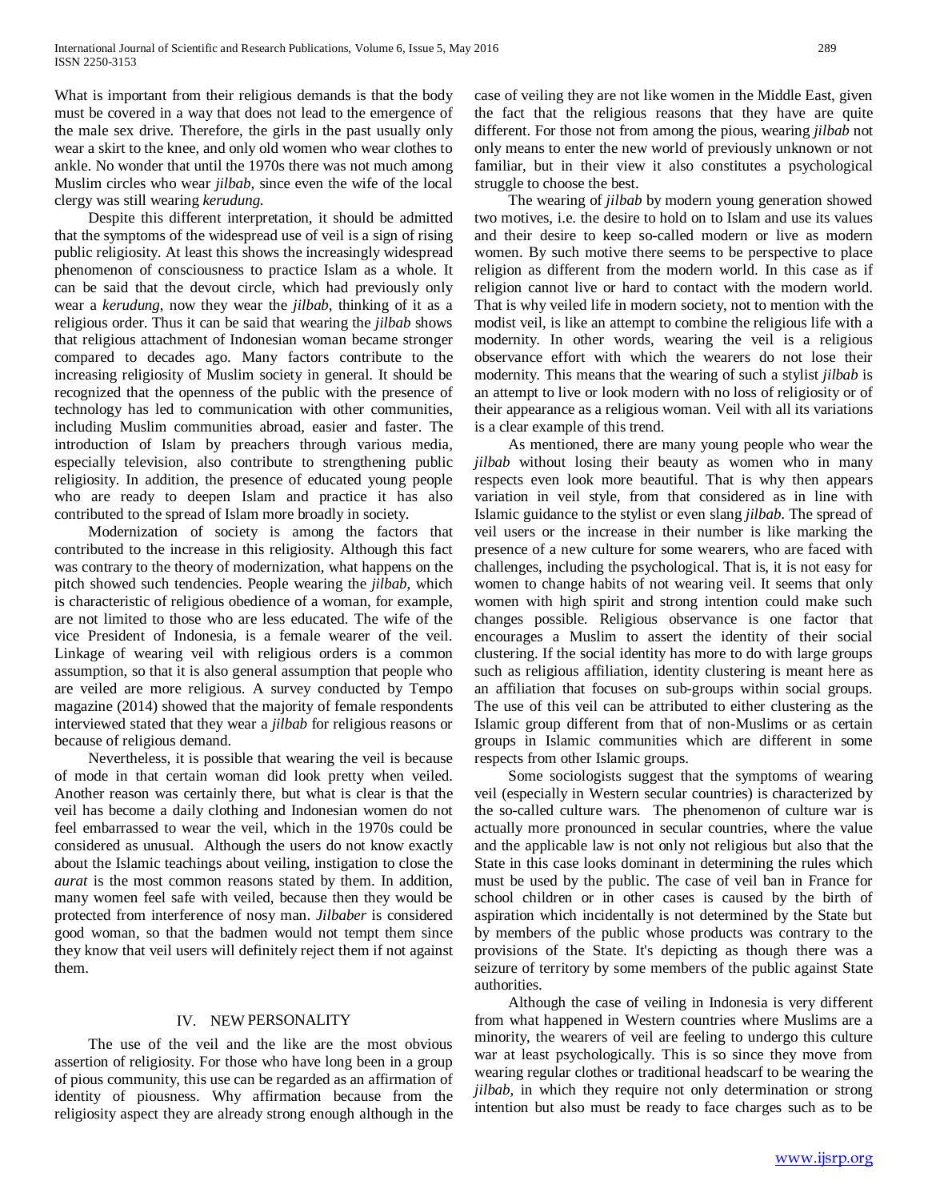What is important from their religious demands is that the body must be covered in a way that does not lead to the emergence of the male sex drive. Therefore, the girls in the past usually only wear a skirt to the knee, and only old women who wear clothes to ankle. No wonder that until the 1970s there was not much among Muslim circles who wear *jilbab*, since even the wife of the local clergy was still wearing *kerudung.*

Despite this different interpretation, it should be admitted that the symptoms of the widespread use of veil is a sign of rising public religiosity. At least this shows the increasingly widespread phenomenon of consciousness to practice Islam as a whole. It can be said that the devout circle, which had previously only wear a *kerudung*, now they wear the *jilbab*, thinking of it as a religious order. Thus it can be said that wearing the *jilbab* shows that religious attachment of Indonesian woman became stronger compared to decades ago. Many factors contribute to the increasing religiosity of Muslim society in general. It should be recognized that the openness of the public with the presence of technology has led to communication with other communities, including Muslim communities abroad, easier and faster. The introduction of Islam by preachers through various media, especially television, also contribute to strengthening public religiosity. In addition, the presence of educated young people who are ready to deepen Islam and practice it has also contributed to the spread of Islam more broadly in society.

Modernization of society is among the factors that contributed to the increase in this religiosity. Although this fact was contrary to the theory of modernization, what happens on the pitch showed such tendencies. People wearing the *jilbab*, which is characteristic of religious obedience of a woman, for example, are not limited to those who are less educated. The wife of the vice President of Indonesia, is a female wearer of the veil. Linkage of wearing veil with religious orders is a common assumption, so that it is also general assumption that people who are veiled are more religious. A survey conducted by Tempo magazine (2014) showed that the majority of female respondents interviewed stated that they wear a *jilbab* for religious reasons or because of religious demand.

Nevertheless, it is possible that wearing the veil is because of mode in that certain woman did look pretty when veiled. Another reason was certainly there, but what is clear is that the veil has become a daily clothing and Indonesian women do not feel embarrassed to wear the veil, which in the 1970s could be considered as unusual. Although the users do not know exactly about the Islamic teachings about veiling, instigation to close the *aurat* is the most common reasons stated by them. In addition, many women feel safe with veiled, because then they would be protected from interference of nosy man. *Jilbaber* is considered good woman, so that the badmen would not tempt them since they know that veil users will definitely reject them if not against them.

## IV. NEW PERSONALITY

The use of the veil and the like are the most obvious assertion of religiosity. For those who have long been in a group of pious community, this use can be regarded as an affirmation of identity of piousness. Why affirmation because from the religiosity aspect they are already strong enough although in the case of veiling they are not like women in the Middle East, given the fact that the religious reasons that they have are quite different. For those not from among the pious, wearing *jilbab* not only means to enter the new world of previously unknown or not familiar, but in their view it also constitutes a psychological struggle to choose the best.

The wearing of *jilbab* by modern young generation showed two motives, i.e. the desire to hold on to Islam and use its values and their desire to keep so-called modern or live as modern women. By such motive there seems to be perspective to place religion as different from the modern world. In this case as if religion cannot live or hard to contact with the modern world. That is why veiled life in modern society, not to mention with the modist veil, is like an attempt to combine the religious life with a modernity. In other words, wearing the veil is a religious observance effort with which the wearers do not lose their modernity. This means that the wearing of such a stylist *jilbab* is an attempt to live or look modern with no loss of religiosity or of their appearance as a religious woman. Veil with all its variations is a clear example of this trend.

As mentioned, there are many young people who wear the *jilbab* without losing their beauty as women who in many respects even look more beautiful. That is why then appears variation in veil style, from that considered as in line with Islamic guidance to the stylist or even slang *jilbab*. The spread of veil users or the increase in their number is like marking the presence of a new culture for some wearers, who are faced with challenges, including the psychological. That is, it is not easy for women to change habits of not wearing veil. It seems that only women with high spirit and strong intention could make such changes possible. Religious observance is one factor that encourages a Muslim to assert the identity of their social clustering. If the social identity has more to do with large groups such as religious affiliation, identity clustering is meant here as an affiliation that focuses on sub-groups within social groups. The use of this veil can be attributed to either clustering as the Islamic group different from that of non-Muslims or as certain groups in Islamic communities which are different in some respects from other Islamic groups.

Some sociologists suggest that the symptoms of wearing veil (especially in Western secular countries) is characterized by the so-called culture wars. The phenomenon of culture war is actually more pronounced in secular countries, where the value and the applicable law is not only not religious but also that the State in this case looks dominant in determining the rules which must be used by the public. The case of veil ban in France for school children or in other cases is caused by the birth of aspiration which incidentally is not determined by the State but by members of the public whose products was contrary to the provisions of the State. It's depicting as though there was a seizure of territory by some members of the public against State authorities.

Although the case of veiling in Indonesia is very different from what happened in Western countries where Muslims are a minority, the wearers of veil are feeling to undergo this culture war at least psychologically. This is so since they move from wearing regular clothes or traditional headscarf to be wearing the *jilbab*, in which they require not only determination or strong intention but also must be ready to face charges such as to be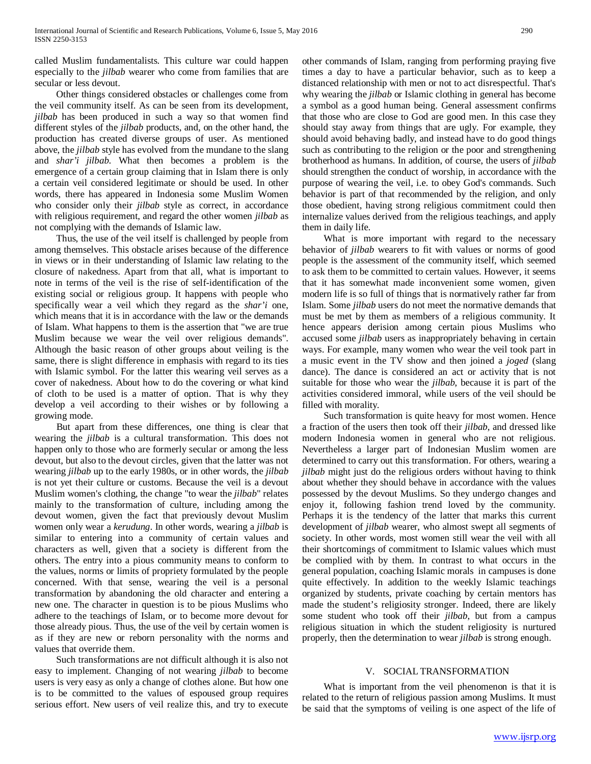called Muslim fundamentalists. This culture war could happen especially to the *jilbab* wearer who come from families that are secular or less devout.

Other things considered obstacles or challenges come from the veil community itself. As can be seen from its development, *jilbab* has been produced in such a way so that women find different styles of the *jilbab* products, and, on the other hand, the production has created diverse groups of user. As mentioned above, the *jilbab* style has evolved from the mundane to the slang and *shar'i jilbab*. What then becomes a problem is the emergence of a certain group claiming that in Islam there is only a certain veil considered legitimate or should be used. In other words, there has appeared in Indonesia some Muslim Women who consider only their *jilbab* style as correct, in accordance with religious requirement, and regard the other women *jilbab* as not complying with the demands of Islamic law.

Thus, the use of the veil itself is challenged by people from among themselves. This obstacle arises because of the difference in views or in their understanding of Islamic law relating to the closure of nakedness. Apart from that all, what is important to note in terms of the veil is the rise of self-identification of the existing social or religious group. It happens with people who specifically wear a veil which they regard as the *shar'i* one, which means that it is in accordance with the law or the demands of Islam. What happens to them is the assertion that "we are true Muslim because we wear the veil over religious demands". Although the basic reason of other groups about veiling is the same, there is slight difference in emphasis with regard to its ties with Islamic symbol. For the latter this wearing veil serves as a cover of nakedness. About how to do the covering or what kind of cloth to be used is a matter of option. That is why they develop a veil according to their wishes or by following a growing mode.

But apart from these differences, one thing is clear that wearing the *jilbab* is a cultural transformation. This does not happen only to those who are formerly secular or among the less devout, but also to the devout circles, given that the latter was not wearing *jilbab* up to the early 1980s, or in other words, the *jilbab* is not yet their culture or customs. Because the veil is a devout Muslim women's clothing, the change "to wear the *jilbab*" relates mainly to the transformation of culture, including among the devout women, given the fact that previously devout Muslim women only wear a *kerudung*. In other words, wearing a *jilbab* is similar to entering into a community of certain values and characters as well, given that a society is different from the others. The entry into a pious community means to conform to the values, norms or limits of propriety formulated by the people concerned. With that sense, wearing the veil is a personal transformation by abandoning the old character and entering a new one. The character in question is to be pious Muslims who adhere to the teachings of Islam, or to become more devout for those already pious. Thus, the use of the veil by certain women is as if they are new or reborn personality with the norms and values that override them.

Such transformations are not difficult although it is also not easy to implement. Changing of not wearing *jilbab* to become users is very easy as only a change of clothes alone. But how one is to be committed to the values of espoused group requires serious effort. New users of veil realize this, and try to execute other commands of Islam, ranging from performing praying five times a day to have a particular behavior, such as to keep a distanced relationship with men or not to act disrespectful. That's why wearing the *jilbab* or Islamic clothing in general has become a symbol as a good human being. General assessment confirms that those who are close to God are good men. In this case they should stay away from things that are ugly. For example, they should avoid behaving badly, and instead have to do good things such as contributing to the religion or the poor and strengthening brotherhood as humans. In addition, of course, the users of *jilbab* should strengthen the conduct of worship, in accordance with the purpose of wearing the veil, i.e. to obey God's commands. Such behavior is part of that recommended by the religion, and only those obedient, having strong religious commitment could then internalize values derived from the religious teachings, and apply them in daily life.

What is more important with regard to the necessary behavior of *jilbab* wearers to fit with values or norms of good people is the assessment of the community itself, which seemed to ask them to be committed to certain values. However, it seems that it has somewhat made inconvenient some women, given modern life is so full of things that is normatively rather far from Islam. Some *jilbab* users do not meet the normative demands that must be met by them as members of a religious community. It hence appears derision among certain pious Muslims who accused some *jilbab* users as inappropriately behaving in certain ways. For example, many women who wear the veil took part in a music event in the TV show and then joined a *joged* (slang dance). The dance is considered an act or activity that is not suitable for those who wear the *jilbab*, because it is part of the activities considered immoral, while users of the veil should be filled with morality.

Such transformation is quite heavy for most women. Hence a fraction of the users then took off their *jilbab*, and dressed like modern Indonesia women in general who are not religious. Nevertheless a larger part of Indonesian Muslim women are determined to carry out this transformation. For others, wearing a *jilbab* might just do the religious orders without having to think about whether they should behave in accordance with the values possessed by the devout Muslims. So they undergo changes and enjoy it, following fashion trend loved by the community. Perhaps it is the tendency of the latter that marks this current development of *jilbab* wearer, who almost swept all segments of society. In other words, most women still wear the veil with all their shortcomings of commitment to Islamic values which must be complied with by them. In contrast to what occurs in the general population, coaching Islamic morals in campuses is done quite effectively. In addition to the weekly Islamic teachings organized by students, private coaching by certain mentors has made the student's religiosity stronger. Indeed, there are likely some student who took off their *jilbab*, but from a campus religious situation in which the student religiosity is nurtured properly, then the determination to wear *jilbab* is strong enough.

## V. SOCIAL TRANSFORMATION

What is important from the veil phenomenon is that it is related to the return of religious passion among Muslims. It must be said that the symptoms of veiling is one aspect of the life of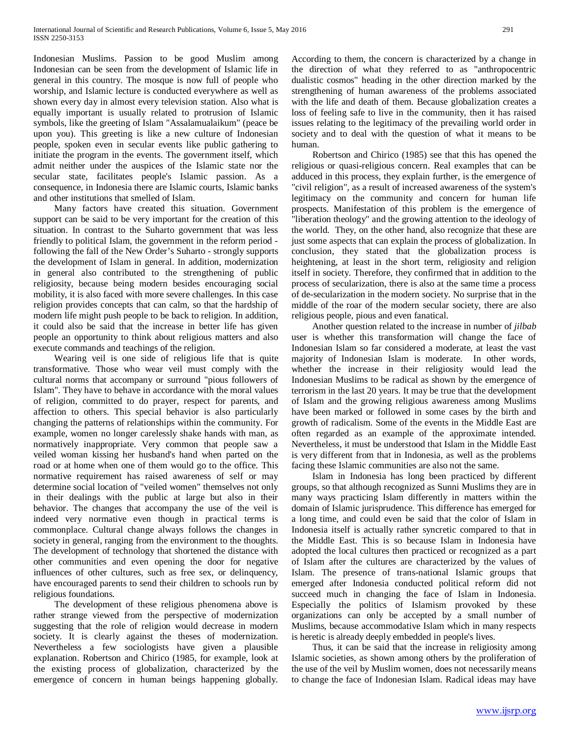Indonesian Muslims. Passion to be good Muslim among Indonesian can be seen from the development of Islamic life in general in this country. The mosque is now full of people who worship, and Islamic lecture is conducted everywhere as well as shown every day in almost every television station. Also what is equally important is usually related to protrusion of Islamic symbols, like the greeting of Islam "Assalamualaikum" (peace be upon you). This greeting is like a new culture of Indonesian people, spoken even in secular events like public gathering to initiate the program in the events. The government itself, which admit neither under the auspices of the Islamic state nor the secular state, facilitates people's Islamic passion. As a consequence, in Indonesia there are Islamic courts, Islamic banks and other institutions that smelled of Islam.

Many factors have created this situation. Government support can be said to be very important for the creation of this situation. In contrast to the Suharto government that was less friendly to political Islam, the government in the reform period - following the fall of the New Order's Suharto - strongly supports the development of Islam in general. In addition, modernization in general also contributed to the strengthening of public religiosity, because being modern besides encouraging social mobility, it is also faced with more severe challenges. In this case religion provides concepts that can calm, so that the hardship of modern life might push people to be back to religion. In addition, it could also be said that the increase in better life has given people an opportunity to think about religious matters and also execute commands and teachings of the religion.

Wearing veil is one side of religious life that is quite transformative. Those who wear veil must comply with the cultural norms that accompany or surround "pious followers of Islam". They have to behave in accordance with the moral values of religion, committed to do prayer, respect for parents, and affection to others. This special behavior is also particularly changing the patterns of relationships within the community. For example, women no longer carelessly shake hands with man, as normatively inappropriate. Very common that people saw a veiled woman kissing her husband's hand when parted on the road or at home when one of them would go to the office. This normative requirement has raised awareness of self or may determine social location of "veiled women" themselves not only in their dealings with the public at large but also in their behavior. The changes that accompany the use of the veil is indeed very normative even though in practical terms is commonplace. Cultural change always follows the changes in society in general, ranging from the environment to the thoughts. The development of technology that shortened the distance with other communities and even opening the door for negative influences of other cultures, such as free sex, or delinquency, have encouraged parents to send their children to schools run by religious foundations.

The development of these religious phenomena above is rather strange viewed from the perspective of modernization suggesting that the role of religion would decrease in modern society. It is clearly against the theses of modernization. Nevertheless a few sociologists have given a plausible explanation. Robertson and Chirico (1985, for example, look at the existing process of globalization, characterized by the emergence of concern in human beings happening globally. According to them, the concern is characterized by a change in the direction of what they referred to as "anthropocentric dualistic cosmos" heading in the other direction marked by the strengthening of human awareness of the problems associated with the life and death of them. Because globalization creates a loss of feeling safe to live in the community, then it has raised issues relating to the legitimacy of the prevailing world order in society and to deal with the question of what it means to be human.

Robertson and Chirico (1985) see that this has opened the religious or quasi-religious concern. Real examples that can be adduced in this process, they explain further, is the emergence of "civil religion", as a result of increased awareness of the system's legitimacy on the community and concern for human life prospects. Manifestation of this problem is the emergence of "liberation theology" and the growing attention to the ideology of the world. They, on the other hand, also recognize that these are just some aspects that can explain the process of globalization. In conclusion, they stated that the globalization process is heightening, at least in the short term, religiosity and religion itself in society. Therefore, they confirmed that in addition to the process of secularization, there is also at the same time a process of de-secularization in the modern society. No surprise that in the middle of the roar of the modern secular society, there are also religious people, pious and even fanatical.

Another question related to the increase in number of *jilbab* user is whether this transformation will change the face of Indonesian Islam so far considered a moderate, at least the vast majority of Indonesian Islam is moderate. In other words, whether the increase in their religiosity would lead the Indonesian Muslims to be radical as shown by the emergence of terrorism in the last 20 years. It may be true that the development of Islam and the growing religious awareness among Muslims have been marked or followed in some cases by the birth and growth of radicalism. Some of the events in the Middle East are often regarded as an example of the approximate intended. Nevertheless, it must be understood that Islam in the Middle East is very different from that in Indonesia, as well as the problems facing these Islamic communities are also not the same.

Islam in Indonesia has long been practiced by different groups, so that although recognized as Sunni Muslims they are in many ways practicing Islam differently in matters within the domain of Islamic jurisprudence. This difference has emerged for a long time, and could even be said that the color of Islam in Indonesia itself is actually rather syncretic compared to that in the Middle East. This is so because Islam in Indonesia have adopted the local cultures then practiced or recognized as a part of Islam after the cultures are characterized by the values of Islam. The presence of trans-national Islamic groups that emerged after Indonesia conducted political reform did not succeed much in changing the face of Islam in Indonesia. Especially the politics of Islamism provoked by these organizations can only be accepted by a small number of Muslims, because accommodative Islam which in many respects is heretic is already deeply embedded in people's lives.

Thus, it can be said that the increase in religiosity among Islamic societies, as shown among others by the proliferation of the use of the veil by Muslim women, does not necessarily means to change the face of Indonesian Islam. Radical ideas may have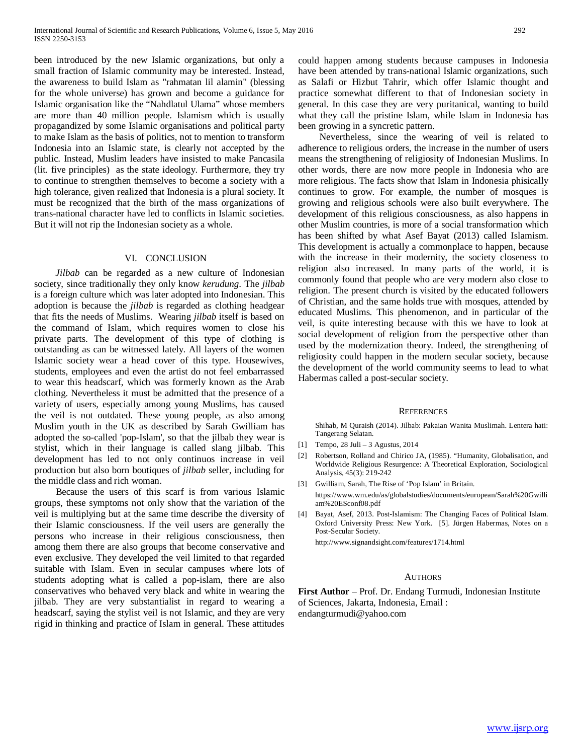been introduced by the new Islamic organizations, but only a small fraction of Islamic community may be interested. Instead, the awareness to build Islam as "rahmatan lil alamin" (blessing for the whole universe) has grown and become a guidance for Islamic organisation like the "Nahdlatul Ulama" whose members are more than 40 million people. Islamism which is usually propagandized by some Islamic organisations and political party to make Islam as the basis of politics, not to mention to transform Indonesia into an Islamic state, is clearly not accepted by the public. Instead, Muslim leaders have insisted to make Pancasila (lit. five principles) as the state ideology. Furthermore, they try to continue to strengthen themselves to become a society with a high tolerance, given realized that Indonesia is a plural society. It must be recognized that the birth of the mass organizations of trans-national character have led to conflicts in Islamic societies. But it will not rip the Indonesian society as a whole.

## VI. CONCLUSION

*Jilbab* can be regarded as a new culture of Indonesian society, since traditionally they only know *kerudung*. The *jilbab* is a foreign culture which was later adopted into Indonesian. This adoption is because the *jilbab* is regarded as clothing headgear that fits the needs of Muslims. Wearing *jilbab* itself is based on the command of Islam, which requires women to close his private parts. The development of this type of clothing is outstanding as can be witnessed lately. All layers of the women Islamic society wear a head cover of this type. Housewives, students, employees and even the artist do not feel embarrassed to wear this headscarf, which was formerly known as the Arab clothing. Nevertheless it must be admitted that the presence of a variety of users, especially among young Muslims, has caused the veil is not outdated. These young people, as also among Muslim youth in the UK as described by Sarah Gwilliam has adopted the so-called 'pop-Islam', so that the jilbab they wear is stylist, which in their language is called slang jilbab. This development has led to not only continuos increase in veil production but also born boutiques of *jilbab* seller, including for the middle class and rich woman.

Because the users of this scarf is from various Islamic groups, these symptoms not only show that the variation of the veil is multiplying but at the same time describe the diversity of their Islamic consciousness. If the veil users are generally the persons who increase in their religious consciousness, then among them there are also groups that become conservative and even exclusive. They developed the veil limited to that regarded suitable with Islam. Even in secular campuses where lots of students adopting what is called a pop-islam, there are also conservatives who behaved very black and white in wearing the jilbab. They are very substantialist in regard to wearing a headscarf, saying the stylist veil is not Islamic, and they are very rigid in thinking and practice of Islam in general. These attitudes could happen among students because campuses in Indonesia have been attended by trans-national Islamic organizations, such as Salafi or Hizbut Tahrir, which offer Islamic thought and practice somewhat different to that of Indonesian society in general. In this case they are very puritanical, wanting to build what they call the pristine Islam, while Islam in Indonesia has been growing in a syncretic pattern.

Nevertheless, since the wearing of veil is related to adherence to religious orders, the increase in the number of users means the strengthening of religiosity of Indonesian Muslims. In other words, there are now more people in Indonesia who are more religious. The facts show that Islam in Indonesia phisically continues to grow. For example, the number of mosques is growing and religious schools were also built everywhere. The development of this religious consciousness, as also happens in other Muslim countries, is more of a social transformation which has been shifted by what Asef Bayat (2013) called Islamism. This development is actually a commonplace to happen, because with the increase in their modernity, the society closeness to religion also increased. In many parts of the world, it is commonly found that people who are very modern also close to religion. The present church is visited by the educated followers of Christian, and the same holds true with mosques, attended by educated Muslims. This phenomenon, and in particular of the veil, is quite interesting because with this we have to look at social development of religion from the perspective other than used by the modernization theory. Indeed, the strengthening of religiosity could happen in the modern secular society, because the development of the world community seems to lead to what Habermas called a post-secular society.

## REFERENCES

Shihab, M Quraish (2014). Jilbab: Pakaian Wanita Muslimah. Lentera hati: Tangerang Selatan.

[1] Tempo, 28 Juli – 3 Agustus, 2014

[2] Robertson, Rolland and Chirico JA, (1985). "Humanity, Globalisation, and Worldwide Religious Resurgence: A Theoretical Exploration, Sociological Analysis, 45(3): 219-242

[3] Gwilliam, Sarah, The Rise of 'Pop Islam' in Britain. https://www.wm.edu/as/globalstudies/documents/european/Sarah%20Gwilliam%20ESconf08.pdf

[4] Bayat, Asef, 2013. Post-Islamism: The Changing Faces of Political Islam. Oxford University Press: New York. [5]. Jürgen Habermas, Notes on a Post-Secular Society. http://www.signandsight.com/features/1714.html

## AUTHORS

**First Author** – Prof. Dr. Endang Turmudi, Indonesian Institute of Sciences, Jakarta, Indonesia, Email : endangturmudi@yahoo.com